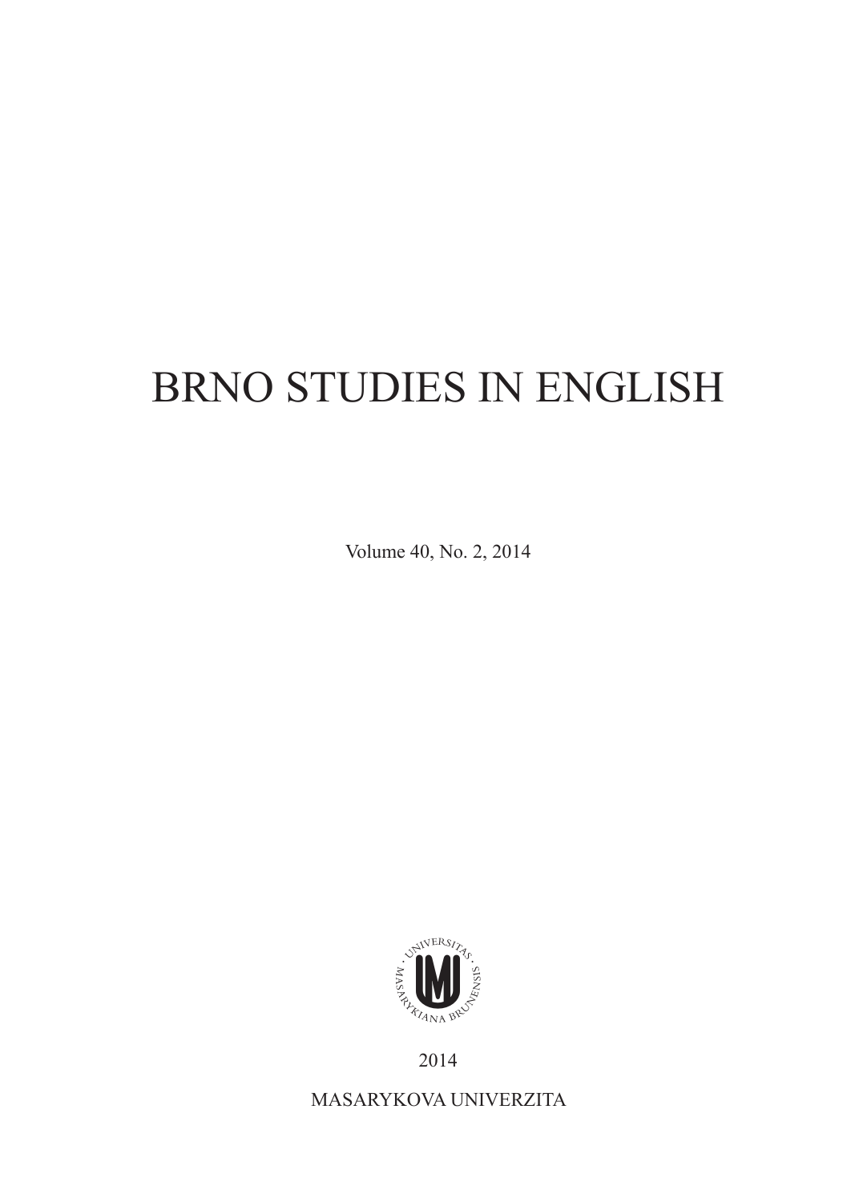# BRNO STUDIES IN ENGLISH

Volume 40, No. 2, 2014

2014

MASARYKOVA UNIVERZITA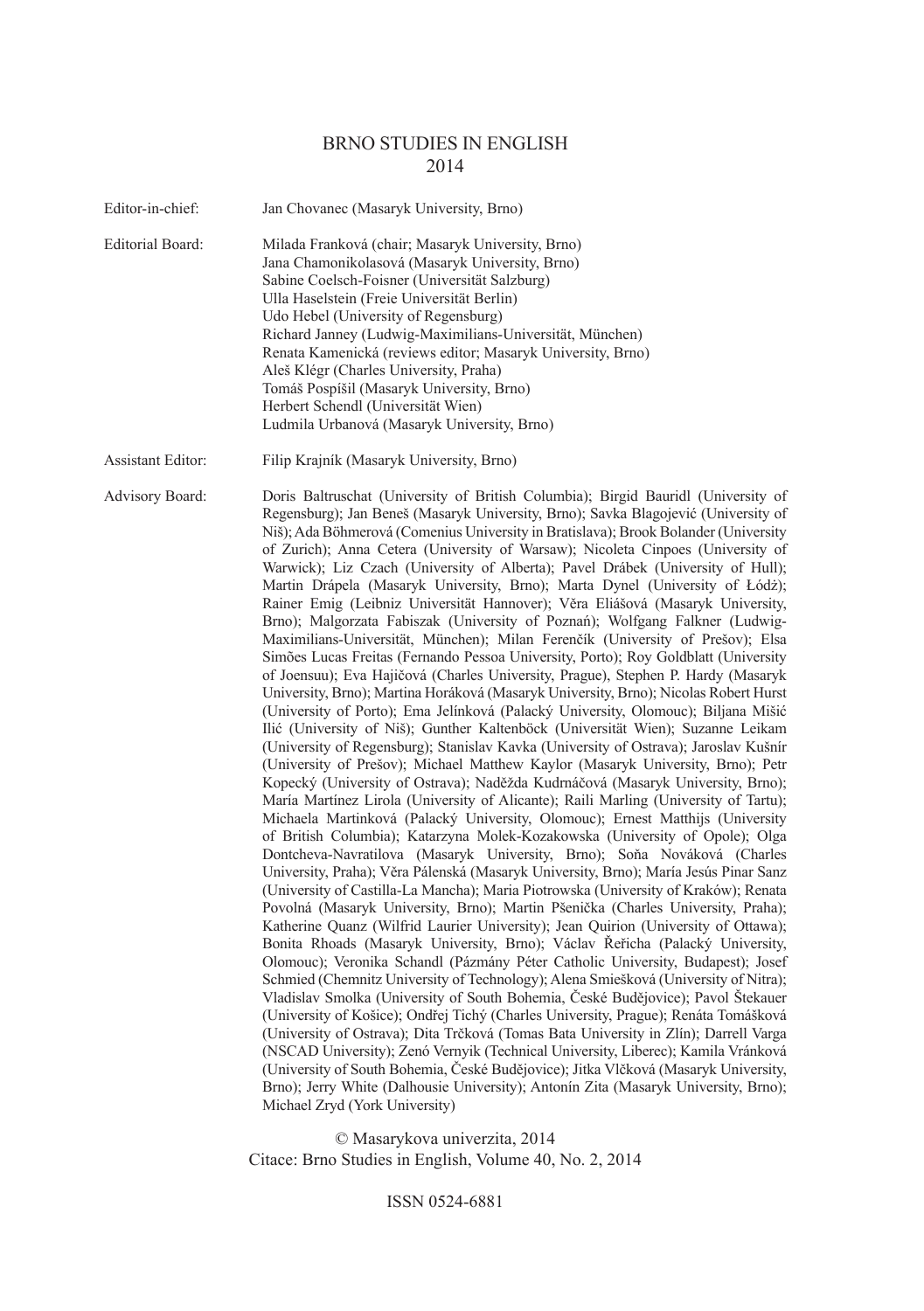# BRNO STUDIES IN ENGLISH
2014

Editor-in-chief: Jan Chovanec (Masaryk University, Brno)

Editorial Board:
Milada Franková (chair; Masaryk University, Brno)
Jana Chamonikolasová (Masaryk University, Brno)
Sabine Coelsch-Foisner (Universität Salzburg)
Ulla Haselstein (Freie Universität Berlin)
Udo Hebel (University of Regensburg)
Richard Janney (Ludwig-Maximilians-Universität, München)
Renata Kamenická (reviews editor; Masaryk University, Brno)
Aleš Klégr (Charles University, Praha)
Tomáš Pospíšil (Masaryk University, Brno)
Herbert Schendl (Universität Wien)
Ludmila Urbanová (Masaryk University, Brno)

Assistant Editor: Filip Krajník (Masaryk University, Brno)

Advisory Board: Doris Baltruschat (University of British Columbia); Birgid Bauridl (University of Regensburg); Jan Beneš (Masaryk University, Brno); Savka Blagojević (University of Niš); Ada Böhmerová (Comenius University in Bratislava); Brook Bolander (University of Zurich); Anna Cetera (University of Warsaw); Nicoleta Cinpoes (University of Warwick); Liz Czach (University of Alberta); Pavel Drábek (University of Hull); Martin Drápela (Masaryk University, Brno); Marta Dynel (University of Łódż); Rainer Emig (Leibniz Universität Hannover); Věra Eliášová (Masaryk University, Brno); Malgorzata Fabiszak (University of Poznań); Wolfgang Falkner (Ludwig-Maximilians-Universität, München); Milan Ferenčík (University of Prešov); Elsa Simões Lucas Freitas (Fernando Pessoa University, Porto); Roy Goldblatt (University of Joensuu); Eva Hajičová (Charles University, Prague), Stephen P. Hardy (Masaryk University, Brno); Martina Horáková (Masaryk University, Brno); Nicolas Robert Hurst (University of Porto); Ema Jelínková (Palacký University, Olomouc); Biljana Mišić Ilić (University of Niš); Gunther Kaltenböck (Universität Wien); Suzanne Leikam (University of Regensburg); Stanislav Kavka (University of Ostrava); Jaroslav Kušnír (University of Prešov); Michael Matthew Kaylor (Masaryk University, Brno); Petr Kopecký (University of Ostrava); Naděžda Kudrnáčová (Masaryk University, Brno); María Martínez Lirola (University of Alicante); Raili Marling (University of Tartu); Michaela Martinková (Palacký University, Olomouc); Ernest Matthijs (University of British Columbia); Katarzyna Molek-Kozakowska (University of Opole); Olga Dontcheva-Navratilova (Masaryk University, Brno); Soňa Nováková (Charles University, Praha); Věra Pálenská (Masaryk University, Brno); María Jesús Pinar Sanz (University of Castilla-La Mancha); Maria Piotrowska (University of Kraków); Renata Povolná (Masaryk University, Brno); Martin Pšenička (Charles University, Praha); Katherine Quanz (Wilfrid Laurier University); Jean Quirion (University of Ottawa); Bonita Rhoads (Masaryk University, Brno); Václav Řeřicha (Palacký University, Olomouc); Veronika Schandl (Pázmány Péter Catholic University, Budapest); Josef Schmied (Chemnitz University of Technology); Alena Smiešková (University of Nitra); Vladislav Smolka (University of South Bohemia, České Budějovice); Pavol Štekauer (University of Košice); Ondřej Tichý (Charles University, Prague); Renáta Tomášková (University of Ostrava); Dita Trčková (Tomas Bata University in Zlín); Darrell Varga (NSCAD University); Zenó Vernyik (Technical University, Liberec); Kamila Vránková (University of South Bohemia, České Budějovice); Jitka Vlčková (Masaryk University, Brno); Jerry White (Dalhousie University); Antonín Zita (Masaryk University, Brno); Michael Zryd (York University)

© Masarykova univerzita, 2014
Citace: Brno Studies in English, Volume 40, No. 2, 2014

ISSN 0524-6881